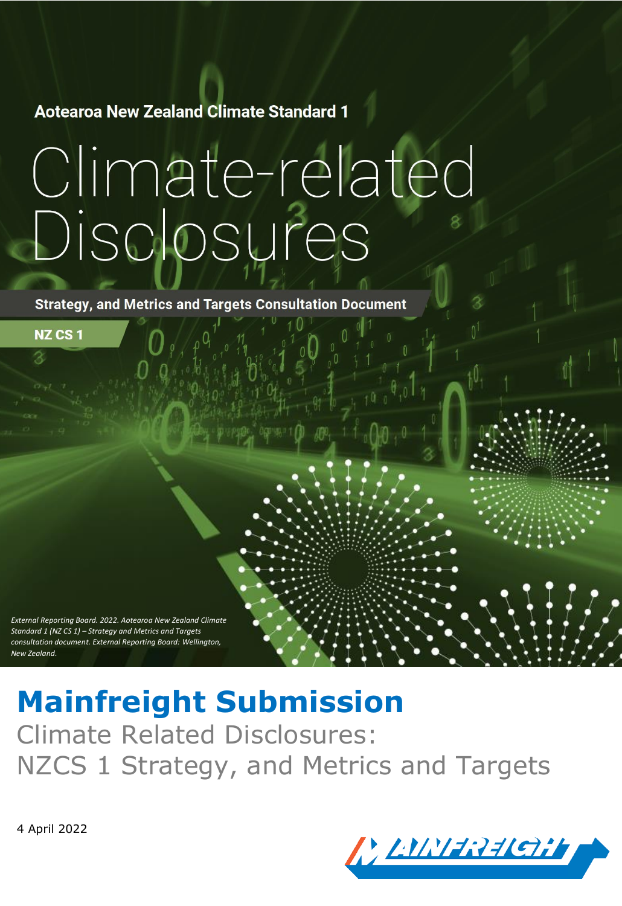Aotearoa New Zealand Climate Standard 1

# Climate-related Disclosures

**Strategy, and Metrics and Targets Consultation Document**

**NZ CS 1**

*External Reporting Board. 2022. Aotearoa New Zealand Climate Standard 1 (NZ CS 1) – Strategy and Metrics and Targets consultation document. External Reporting Board: Wellington, New Zealand.*

# Mainfreight Submission

## Climate Related Disclosures: NZCS 1 Strategy, and Metrics and Targets

4 April 2022

MAINFREIGHT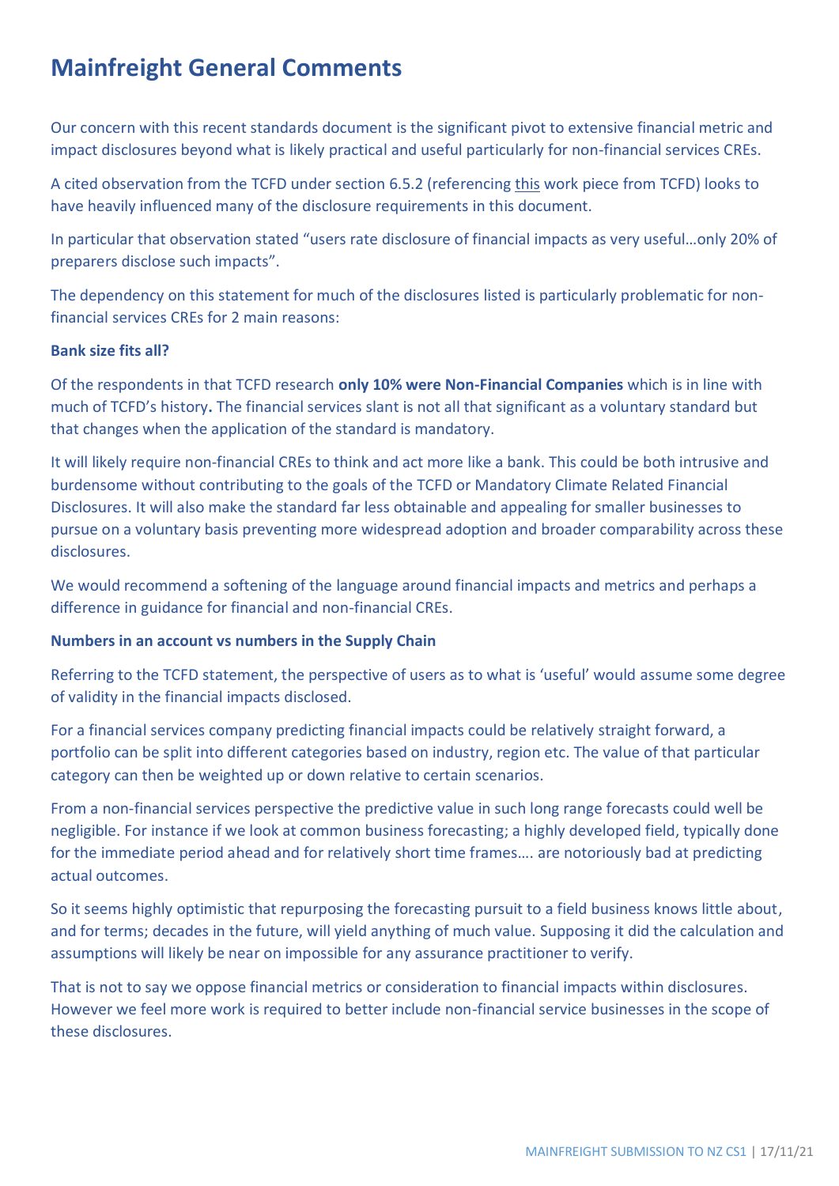# Mainfreight General Comments

Our concern with this recent standards document is the significant pivot to extensive financial metric and impact disclosures beyond what is likely practical and useful particularly for non-financial services CREs.

A cited observation from the TCFD under section 6.5.2 (referencing this work piece from TCFD) looks to have heavily influenced many of the disclosure requirements in this document.

In particular that observation stated "users rate disclosure of financial impacts as very useful…only 20% of preparers disclose such impacts".

The dependency on this statement for much of the disclosures listed is particularly problematic for non-financial services CREs for 2 main reasons:

**Bank size fits all?**

Of the respondents in that TCFD research **only 10% were Non-Financial Companies** which is in line with much of TCFD's history**.** The financial services slant is not all that significant as a voluntary standard but that changes when the application of the standard is mandatory.

It will likely require non-financial CREs to think and act more like a bank. This could be both intrusive and burdensome without contributing to the goals of the TCFD or Mandatory Climate Related Financial Disclosures. It will also make the standard far less obtainable and appealing for smaller businesses to pursue on a voluntary basis preventing more widespread adoption and broader comparability across these disclosures.

We would recommend a softening of the language around financial impacts and metrics and perhaps a difference in guidance for financial and non-financial CREs.

**Numbers in an account vs numbers in the Supply Chain**

Referring to the TCFD statement, the perspective of users as to what is 'useful' would assume some degree of validity in the financial impacts disclosed.

For a financial services company predicting financial impacts could be relatively straight forward, a portfolio can be split into different categories based on industry, region etc. The value of that particular category can then be weighted up or down relative to certain scenarios.

From a non-financial services perspective the predictive value in such long range forecasts could well be negligible. For instance if we look at common business forecasting; a highly developed field, typically done for the immediate period ahead and for relatively short time frames…. are notoriously bad at predicting actual outcomes.

So it seems highly optimistic that repurposing the forecasting pursuit to a field business knows little about, and for terms; decades in the future, will yield anything of much value. Supposing it did the calculation and assumptions will likely be near on impossible for any assurance practitioner to verify.

That is not to say we oppose financial metrics or consideration to financial impacts within disclosures. However we feel more work is required to better include non-financial service businesses in the scope of these disclosures.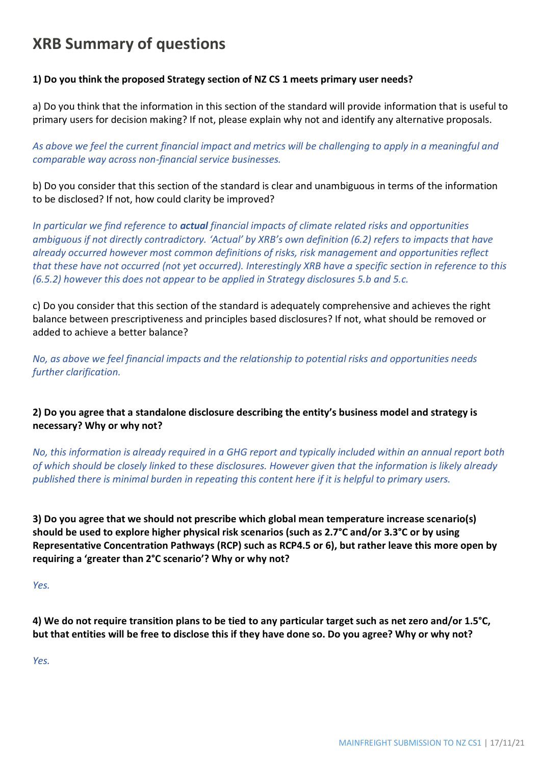# XRB Summary of questions

**1) Do you think the proposed Strategy section of NZ CS 1 meets primary user needs?**

a) Do you think that the information in this section of the standard will provide information that is useful to primary users for decision making? If not, please explain why not and identify any alternative proposals.

*As above we feel the current financial impact and metrics will be challenging to apply in a meaningful and comparable way across non-financial service businesses.*

b) Do you consider that this section of the standard is clear and unambiguous in terms of the information to be disclosed? If not, how could clarity be improved?

*In particular we find reference to **actual** financial impacts of climate related risks and opportunities ambiguous if not directly contradictory. 'Actual' by XRB's own definition (6.2) refers to impacts that have already occurred however most common definitions of risks, risk management and opportunities reflect that these have not occurred (not yet occurred). Interestingly XRB have a specific section in reference to this (6.5.2) however this does not appear to be applied in Strategy disclosures 5.b and 5.c.*

c) Do you consider that this section of the standard is adequately comprehensive and achieves the right balance between prescriptiveness and principles based disclosures? If not, what should be removed or added to achieve a better balance?

*No, as above we feel financial impacts and the relationship to potential risks and opportunities needs further clarification.*

**2) Do you agree that a standalone disclosure describing the entity's business model and strategy is necessary? Why or why not?**

*No, this information is already required in a GHG report and typically included within an annual report both of which should be closely linked to these disclosures. However given that the information is likely already published there is minimal burden in repeating this content here if it is helpful to primary users.*

**3) Do you agree that we should not prescribe which global mean temperature increase scenario(s) should be used to explore higher physical risk scenarios (such as 2.7°C and/or 3.3°C or by using Representative Concentration Pathways (RCP) such as RCP4.5 or 6), but rather leave this more open by requiring a 'greater than 2°C scenario'? Why or why not?**

*Yes.*

**4) We do not require transition plans to be tied to any particular target such as net zero and/or 1.5°C, but that entities will be free to disclose this if they have done so. Do you agree? Why or why not?**

*Yes.*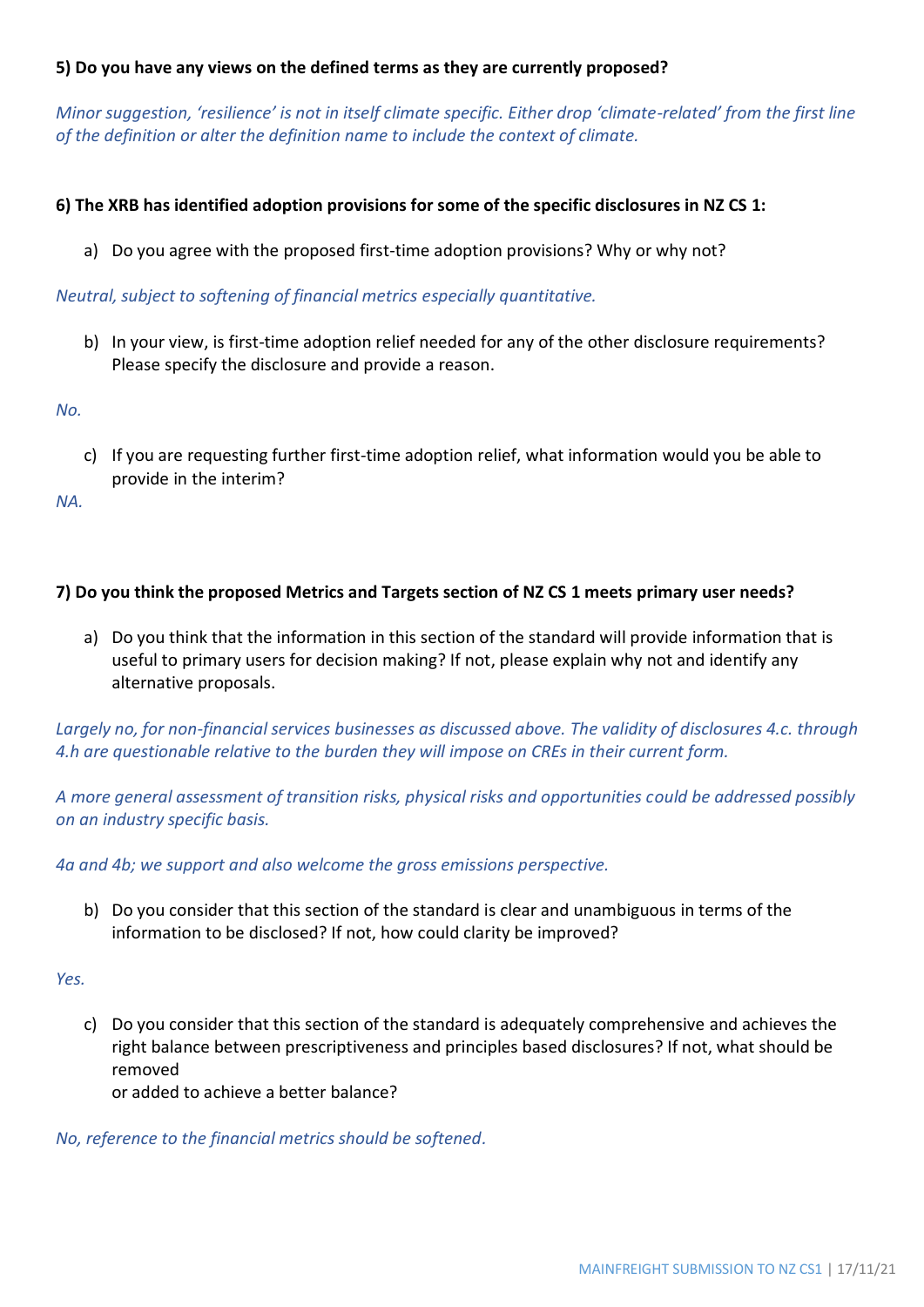**5) Do you have any views on the defined terms as they are currently proposed?**

*Minor suggestion, 'resilience' is not in itself climate specific. Either drop 'climate-related' from the first line of the definition or alter the definition name to include the context of climate.*

**6) The XRB has identified adoption provisions for some of the specific disclosures in NZ CS 1:**

a) Do you agree with the proposed first-time adoption provisions? Why or why not?

*Neutral, subject to softening of financial metrics especially quantitative.*

b) In your view, is first-time adoption relief needed for any of the other disclosure requirements? Please specify the disclosure and provide a reason.

*No.*

c) If you are requesting further first-time adoption relief, what information would you be able to provide in the interim?

*NA.*

**7) Do you think the proposed Metrics and Targets section of NZ CS 1 meets primary user needs?**

a) Do you think that the information in this section of the standard will provide information that is useful to primary users for decision making? If not, please explain why not and identify any alternative proposals.

*Largely no, for non-financial services businesses as discussed above. The validity of disclosures 4.c. through 4.h are questionable relative to the burden they will impose on CREs in their current form.*

*A more general assessment of transition risks, physical risks and opportunities could be addressed possibly on an industry specific basis.*

*4a and 4b; we support and also welcome the gross emissions perspective.*

b) Do you consider that this section of the standard is clear and unambiguous in terms of the information to be disclosed? If not, how could clarity be improved?

*Yes.*

c) Do you consider that this section of the standard is adequately comprehensive and achieves the right balance between prescriptiveness and principles based disclosures? If not, what should be removed or added to achieve a better balance?

*No, reference to the financial metrics should be softened.*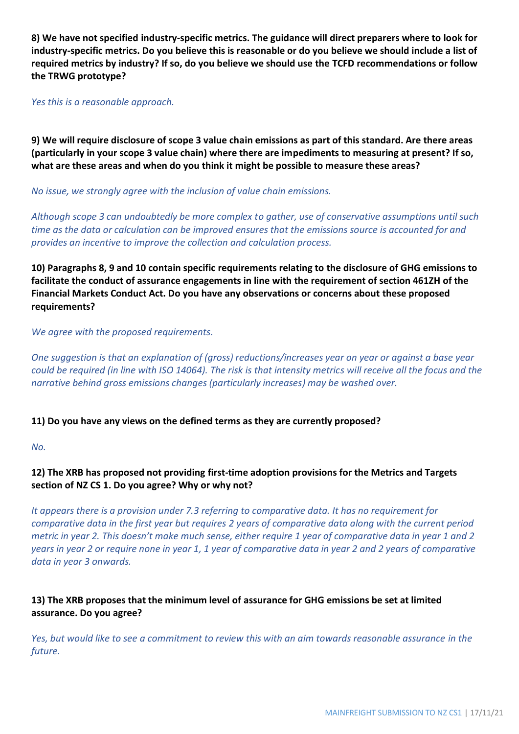**8) We have not specified industry-specific metrics. The guidance will direct preparers where to look for industry-specific metrics. Do you believe this is reasonable or do you believe we should include a list of required metrics by industry? If so, do you believe we should use the TCFD recommendations or follow the TRWG prototype?**

*Yes this is a reasonable approach.*

**9) We will require disclosure of scope 3 value chain emissions as part of this standard. Are there areas (particularly in your scope 3 value chain) where there are impediments to measuring at present? If so, what are these areas and when do you think it might be possible to measure these areas?**

*No issue, we strongly agree with the inclusion of value chain emissions.*

*Although scope 3 can undoubtedly be more complex to gather, use of conservative assumptions until such time as the data or calculation can be improved ensures that the emissions source is accounted for and provides an incentive to improve the collection and calculation process.*

**10) Paragraphs 8, 9 and 10 contain specific requirements relating to the disclosure of GHG emissions to facilitate the conduct of assurance engagements in line with the requirement of section 461ZH of the Financial Markets Conduct Act. Do you have any observations or concerns about these proposed requirements?**

*We agree with the proposed requirements.*

*One suggestion is that an explanation of (gross) reductions/increases year on year or against a base year could be required (in line with ISO 14064). The risk is that intensity metrics will receive all the focus and the narrative behind gross emissions changes (particularly increases) may be washed over.*

**11) Do you have any views on the defined terms as they are currently proposed?**

*No.*

**12) The XRB has proposed not providing first-time adoption provisions for the Metrics and Targets section of NZ CS 1. Do you agree? Why or why not?**

*It appears there is a provision under 7.3 referring to comparative data. It has no requirement for comparative data in the first year but requires 2 years of comparative data along with the current period metric in year 2. This doesn't make much sense, either require 1 year of comparative data in year 1 and 2 years in year 2 or require none in year 1, 1 year of comparative data in year 2 and 2 years of comparative data in year 3 onwards.*

**13) The XRB proposes that the minimum level of assurance for GHG emissions be set at limited assurance. Do you agree?**

*Yes, but would like to see a commitment to review this with an aim towards reasonable assurance in the future.*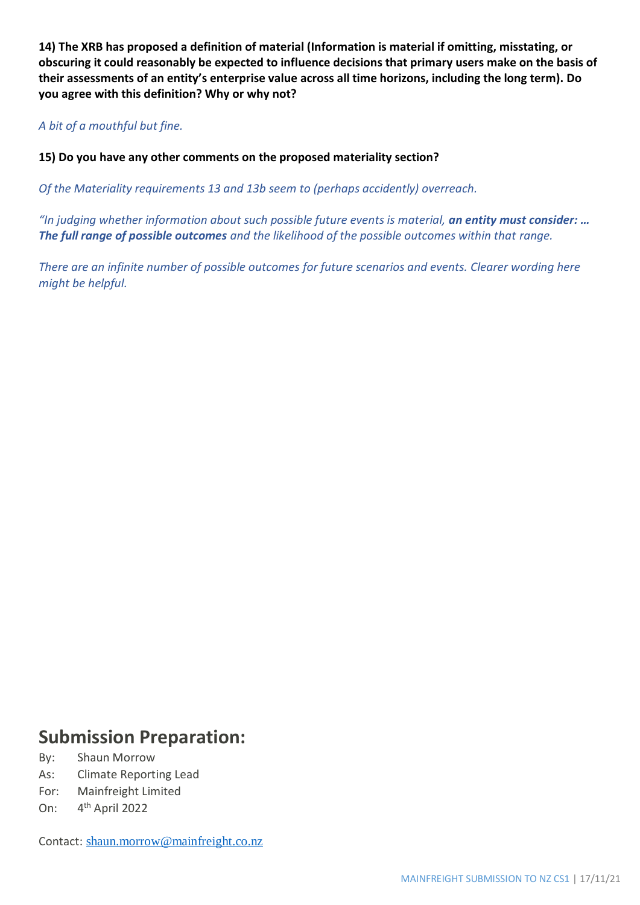**14) The XRB has proposed a definition of material (Information is material if omitting, misstating, or obscuring it could reasonably be expected to influence decisions that primary users make on the basis of their assessments of an entity's enterprise value across all time horizons, including the long term). Do you agree with this definition? Why or why not?**

*A bit of a mouthful but fine.*

**15) Do you have any other comments on the proposed materiality section?**

*Of the Materiality requirements 13 and 13b seem to (perhaps accidently) overreach.*

*"In judging whether information about such possible future events is material,* ***an entity must consider: … The full range of possible outcomes*** *and the likelihood of the possible outcomes within that range.*

*There are an infinite number of possible outcomes for future scenarios and events. Clearer wording here might be helpful.*

## Submission Preparation:

By: Shaun Morrow
As: Climate Reporting Lead
For: Mainfreight Limited
On: 4th April 2022

Contact: shaun.morrow@mainfreight.co.nz